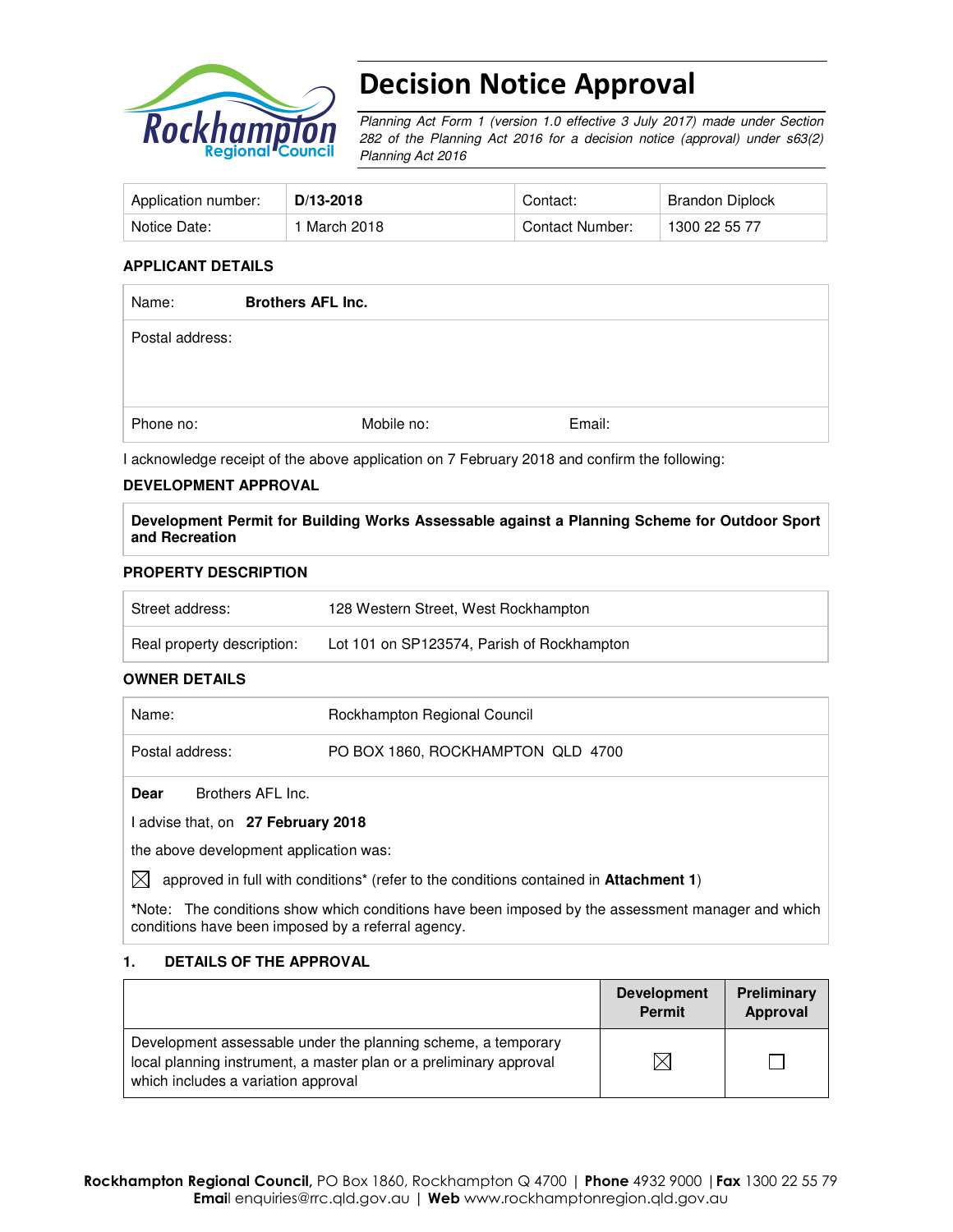# Decision Notice Approval

*Planning Act Form 1 (version 1.0 effective 3 July 2017) made under Section 282 of the Planning Act 2016 for a decision notice (approval) under s63(2) Planning Act 2016*

| Application number: | **D/13-2018** | Contact: | Brandon Diplock |
|---|---|---|---|
| Notice Date: | 1 March 2018 | Contact Number: | 1300 22 55 77 |

**APPLICANT DETAILS**

| Name: | **Brothers AFL Inc.** | |
|---|---|---|
| Postal address: | | |
| Phone no: | Mobile no: | Email: |

I acknowledge receipt of the above application on 7 February 2018 and confirm the following:

**DEVELOPMENT APPROVAL**

**Development Permit for Building Works Assessable against a Planning Scheme for Outdoor Sport and Recreation**

**PROPERTY DESCRIPTION**

| Street address: | 128 Western Street, West Rockhampton |
|---|---|
| Real property description: | Lot 101 on SP123574, Parish of Rockhampton |

**OWNER DETAILS**

| Name: | Rockhampton Regional Council |
|---|---|
| Postal address: | PO BOX 1860, ROCKHAMPTON QLD 4700 |

**Dear** Brothers AFL Inc.

I advise that, on **27 February 2018**

the above development application was:

☒ approved in full with conditions* (refer to the conditions contained in **Attachment 1**)

*Note: The conditions show which conditions have been imposed by the assessment manager and which conditions have been imposed by a referral agency.

**1. DETAILS OF THE APPROVAL**

| | Development Permit | Preliminary Approval |
|---|---|---|
| Development assessable under the planning scheme, a temporary local planning instrument, a master plan or a preliminary approval which includes a variation approval | ☒ | ☐ |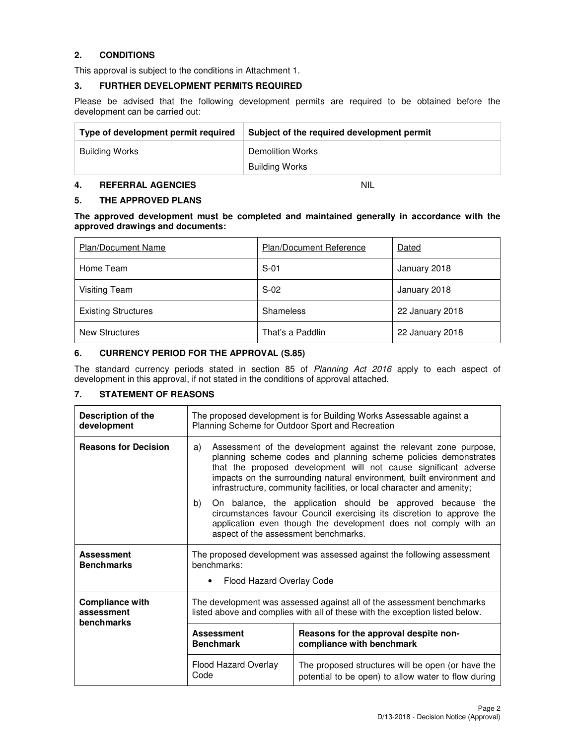## 2. CONDITIONS

This approval is subject to the conditions in Attachment 1.

## 3. FURTHER DEVELOPMENT PERMITS REQUIRED

Please be advised that the following development permits are required to be obtained before the development can be carried out:

| Type of development permit required | Subject of the required development permit |
|---|---|
| Building Works | Demolition Works<br>Building Works |

## 4. REFERRAL AGENCIES

NIL

## 5. THE APPROVED PLANS

**The approved development must be completed and maintained generally in accordance with the approved drawings and documents:**

| Plan/Document Name | Plan/Document Reference | Dated |
|---|---|---|
| Home Team | S-01 | January 2018 |
| Visiting Team | S-02 | January 2018 |
| Existing Structures | Shameless | 22 January 2018 |
| New Structures | That's a Paddlin | 22 January 2018 |

## 6. CURRENCY PERIOD FOR THE APPROVAL (S.85)

The standard currency periods stated in section 85 of *Planning Act 2016* apply to each aspect of development in this approval, if not stated in the conditions of approval attached.

## 7. STATEMENT OF REASONS

| | | |
|---|---|---|
| **Description of the development** | The proposed development is for Building Works Assessable against a Planning Scheme for Outdoor Sport and Recreation | |
| **Reasons for Decision** | a) Assessment of the development against the relevant zone purpose, planning scheme codes and planning scheme policies demonstrates that the proposed development will not cause significant adverse impacts on the surrounding natural environment, built environment and infrastructure, community facilities, or local character and amenity;<br>b) On balance, the application should be approved because the circumstances favour Council exercising its discretion to approve the application even though the development does not comply with an aspect of the assessment benchmarks. | |
| **Assessment Benchmarks** | The proposed development was assessed against the following assessment benchmarks:<br>• Flood Hazard Overlay Code | |
| **Compliance with assessment benchmarks** | The development was assessed against all of the assessment benchmarks listed above and complies with all of these with the exception listed below. | |
| | **Assessment Benchmark** | **Reasons for the approval despite non-compliance with benchmark** |
| | Flood Hazard Overlay Code | The proposed structures will be open (or have the potential to be open) to allow water to flow during |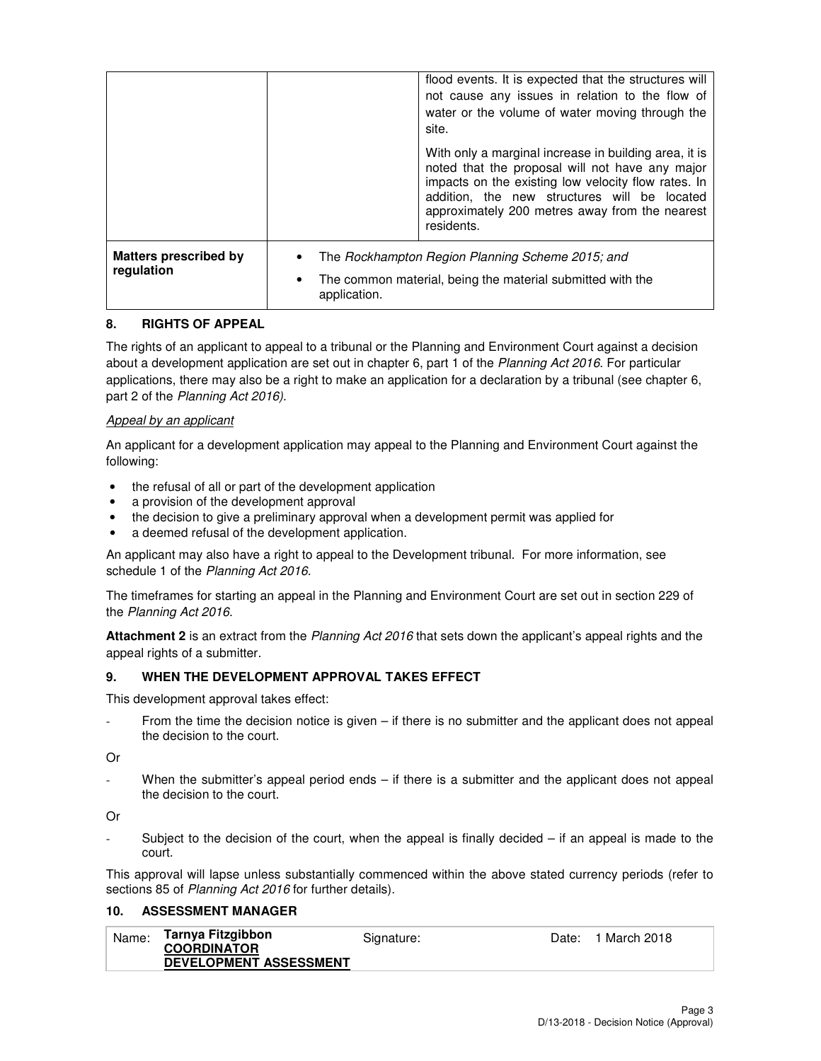| | | |
|---|---|---|
| | | flood events. It is expected that the structures will not cause any issues in relation to the flow of water or the volume of water moving through the site.<br><br>With only a marginal increase in building area, it is noted that the proposal will not have any major impacts on the existing low velocity flow rates. In addition, the new structures will be located approximately 200 metres away from the nearest residents. |
| **Matters prescribed by regulation** | • The *Rockhampton Region Planning Scheme 2015;* and<br>• The common material, being the material submitted with the application. | |

## 8. RIGHTS OF APPEAL

The rights of an applicant to appeal to a tribunal or the Planning and Environment Court against a decision about a development application are set out in chapter 6, part 1 of the *Planning Act 2016*. For particular applications, there may also be a right to make an application for a declaration by a tribunal (see chapter 6, part 2 of the *Planning Act 2016).*

*Appeal by an applicant*

An applicant for a development application may appeal to the Planning and Environment Court against the following:

- the refusal of all or part of the development application
- a provision of the development approval
- the decision to give a preliminary approval when a development permit was applied for
- a deemed refusal of the development application.

An applicant may also have a right to appeal to the Development tribunal. For more information, see schedule 1 of the *Planning Act 2016*.

The timeframes for starting an appeal in the Planning and Environment Court are set out in section 229 of the *Planning Act 2016*.

**Attachment 2** is an extract from the *Planning Act 2016* that sets down the applicant's appeal rights and the appeal rights of a submitter.

## 9. WHEN THE DEVELOPMENT APPROVAL TAKES EFFECT

This development approval takes effect:

- From the time the decision notice is given – if there is no submitter and the applicant does not appeal the decision to the court.

Or

- When the submitter's appeal period ends – if there is a submitter and the applicant does not appeal the decision to the court.

Or

- Subject to the decision of the court, when the appeal is finally decided – if an appeal is made to the court.

This approval will lapse unless substantially commenced within the above stated currency periods (refer to sections 85 of *Planning Act 2016* for further details).

## 10. ASSESSMENT MANAGER

| Name: | **Tarnya Fitzgibbon** **COORDINATOR DEVELOPMENT ASSESSMENT** | Signature: | | Date: | 1 March 2018 |
|---|---|---|---|---|---|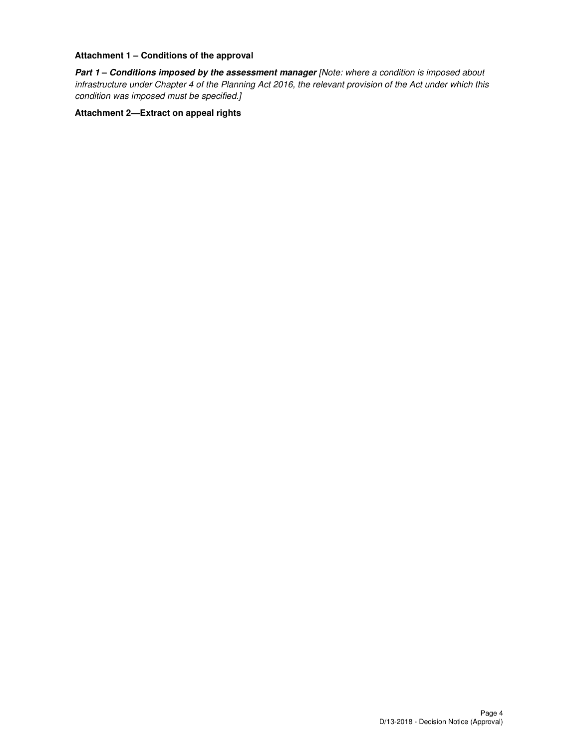**Attachment 1 – Conditions of the approval**

***Part 1 – Conditions imposed by the assessment manager*** *[Note: where a condition is imposed about infrastructure under Chapter 4 of the Planning Act 2016, the relevant provision of the Act under which this condition was imposed must be specified.]*

**Attachment 2—Extract on appeal rights**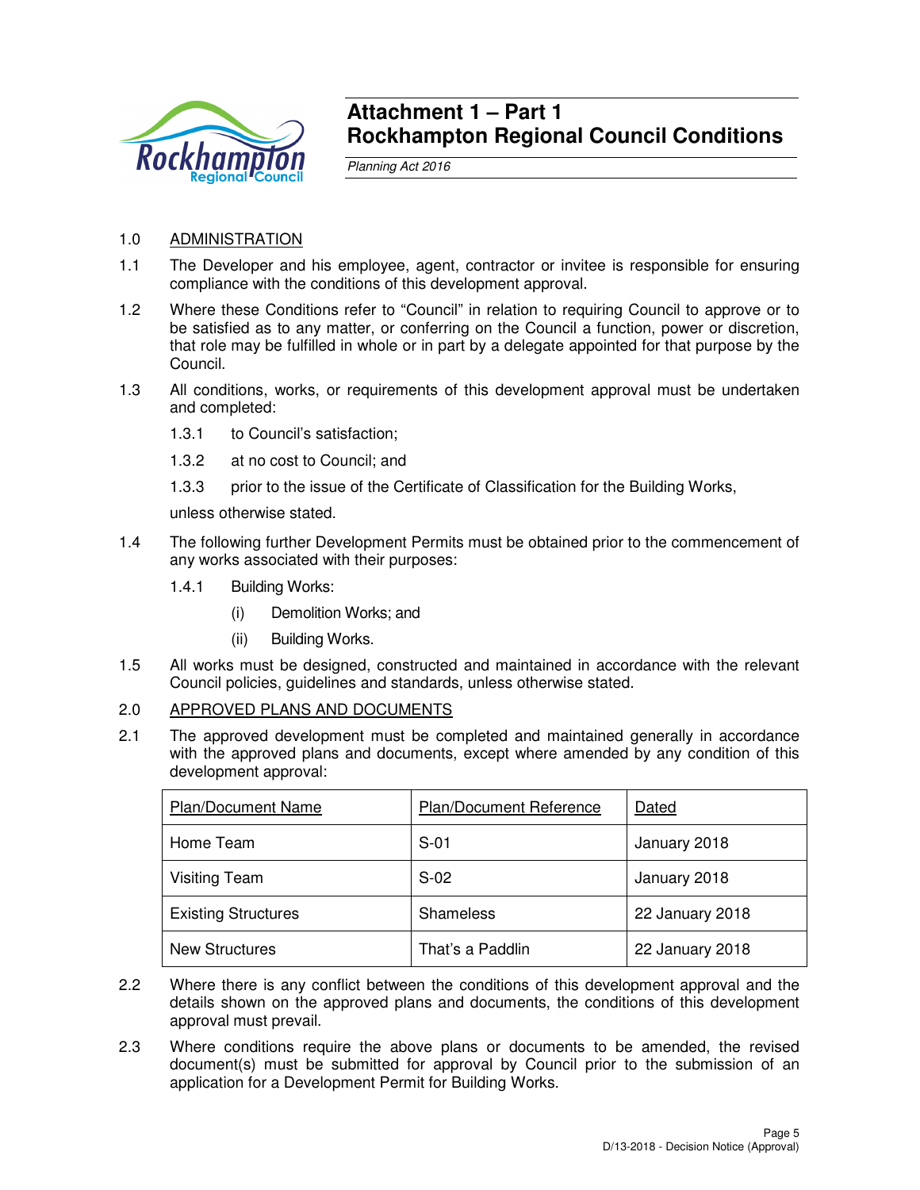# Attachment 1 – Part 1
# Rockhampton Regional Council Conditions

*Planning Act 2016*

1.0 ADMINISTRATION

1.1 The Developer and his employee, agent, contractor or invitee is responsible for ensuring compliance with the conditions of this development approval.

1.2 Where these Conditions refer to "Council" in relation to requiring Council to approve or to be satisfied as to any matter, or conferring on the Council a function, power or discretion, that role may be fulfilled in whole or in part by a delegate appointed for that purpose by the Council.

1.3 All conditions, works, or requirements of this development approval must be undertaken and completed:

1.3.1 to Council's satisfaction;

1.3.2 at no cost to Council; and

1.3.3 prior to the issue of the Certificate of Classification for the Building Works,

unless otherwise stated.

1.4 The following further Development Permits must be obtained prior to the commencement of any works associated with their purposes:

1.4.1 Building Works:

(i) Demolition Works; and

(ii) Building Works.

1.5 All works must be designed, constructed and maintained in accordance with the relevant Council policies, guidelines and standards, unless otherwise stated.

2.0 APPROVED PLANS AND DOCUMENTS

2.1 The approved development must be completed and maintained generally in accordance with the approved plans and documents, except where amended by any condition of this development approval:

| Plan/Document Name | Plan/Document Reference | Dated |
|---|---|---|
| Home Team | S-01 | January 2018 |
| Visiting Team | S-02 | January 2018 |
| Existing Structures | Shameless | 22 January 2018 |
| New Structures | That's a Paddlin | 22 January 2018 |

2.2 Where there is any conflict between the conditions of this development approval and the details shown on the approved plans and documents, the conditions of this development approval must prevail.

2.3 Where conditions require the above plans or documents to be amended, the revised document(s) must be submitted for approval by Council prior to the submission of an application for a Development Permit for Building Works.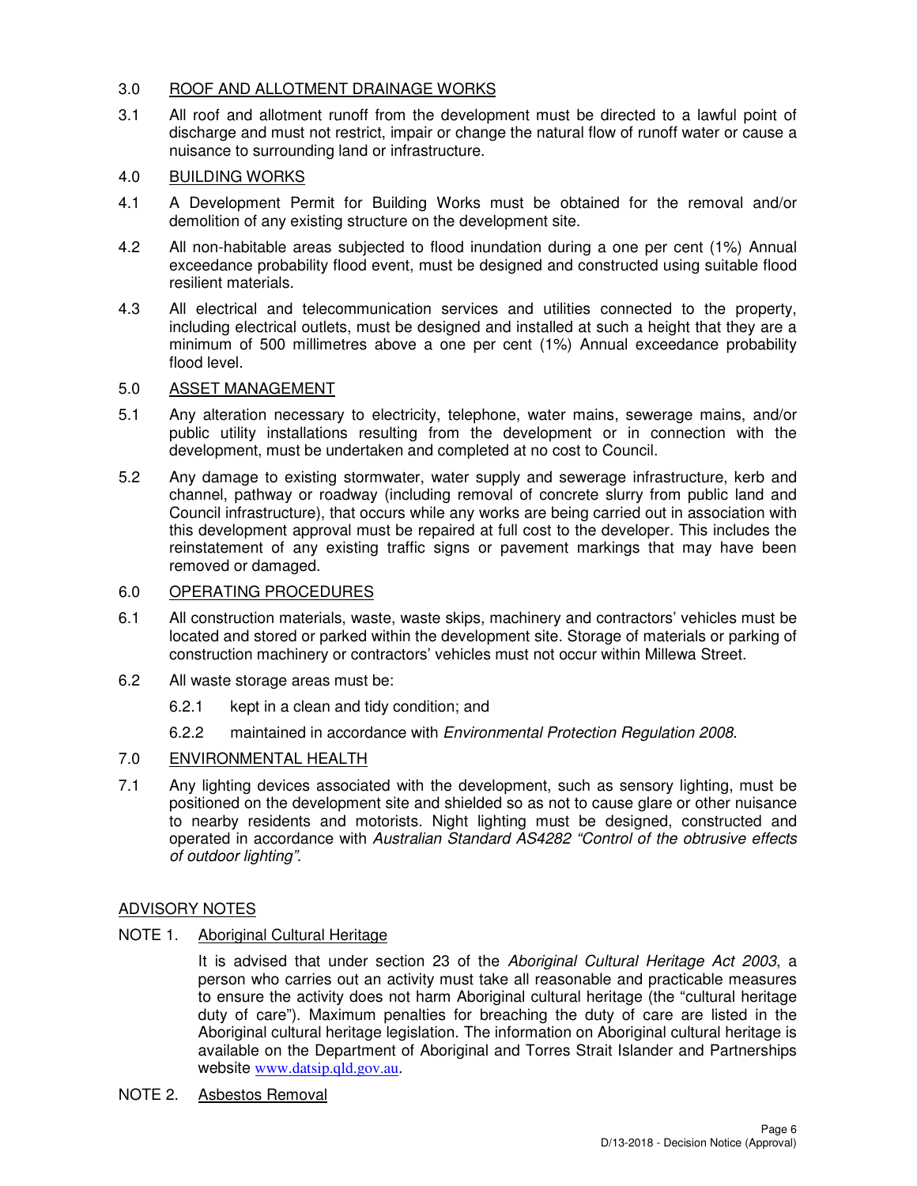## 3.0 ROOF AND ALLOTMENT DRAINAGE WORKS

3.1 All roof and allotment runoff from the development must be directed to a lawful point of discharge and must not restrict, impair or change the natural flow of runoff water or cause a nuisance to surrounding land or infrastructure.

## 4.0 BUILDING WORKS

4.1 A Development Permit for Building Works must be obtained for the removal and/or demolition of any existing structure on the development site.

4.2 All non-habitable areas subjected to flood inundation during a one per cent (1%) Annual exceedance probability flood event, must be designed and constructed using suitable flood resilient materials.

4.3 All electrical and telecommunication services and utilities connected to the property, including electrical outlets, must be designed and installed at such a height that they are a minimum of 500 millimetres above a one per cent (1%) Annual exceedance probability flood level.

## 5.0 ASSET MANAGEMENT

5.1 Any alteration necessary to electricity, telephone, water mains, sewerage mains, and/or public utility installations resulting from the development or in connection with the development, must be undertaken and completed at no cost to Council.

5.2 Any damage to existing stormwater, water supply and sewerage infrastructure, kerb and channel, pathway or roadway (including removal of concrete slurry from public land and Council infrastructure), that occurs while any works are being carried out in association with this development approval must be repaired at full cost to the developer. This includes the reinstatement of any existing traffic signs or pavement markings that may have been removed or damaged.

## 6.0 OPERATING PROCEDURES

6.1 All construction materials, waste, waste skips, machinery and contractors' vehicles must be located and stored or parked within the development site. Storage of materials or parking of construction machinery or contractors' vehicles must not occur within Millewa Street.

6.2 All waste storage areas must be:

- 6.2.1 kept in a clean and tidy condition; and
- 6.2.2 maintained in accordance with *Environmental Protection Regulation 2008*.

## 7.0 ENVIRONMENTAL HEALTH

7.1 Any lighting devices associated with the development, such as sensory lighting, must be positioned on the development site and shielded so as not to cause glare or other nuisance to nearby residents and motorists. Night lighting must be designed, constructed and operated in accordance with *Australian Standard AS4282 "Control of the obtrusive effects of outdoor lighting"*.

## ADVISORY NOTES

### NOTE 1. Aboriginal Cultural Heritage

It is advised that under section 23 of the *Aboriginal Cultural Heritage Act 2003*, a person who carries out an activity must take all reasonable and practicable measures to ensure the activity does not harm Aboriginal cultural heritage (the "cultural heritage duty of care"). Maximum penalties for breaching the duty of care are listed in the Aboriginal cultural heritage legislation. The information on Aboriginal cultural heritage is available on the Department of Aboriginal and Torres Strait Islander and Partnerships website www.datsip.qld.gov.au.

### NOTE 2. Asbestos Removal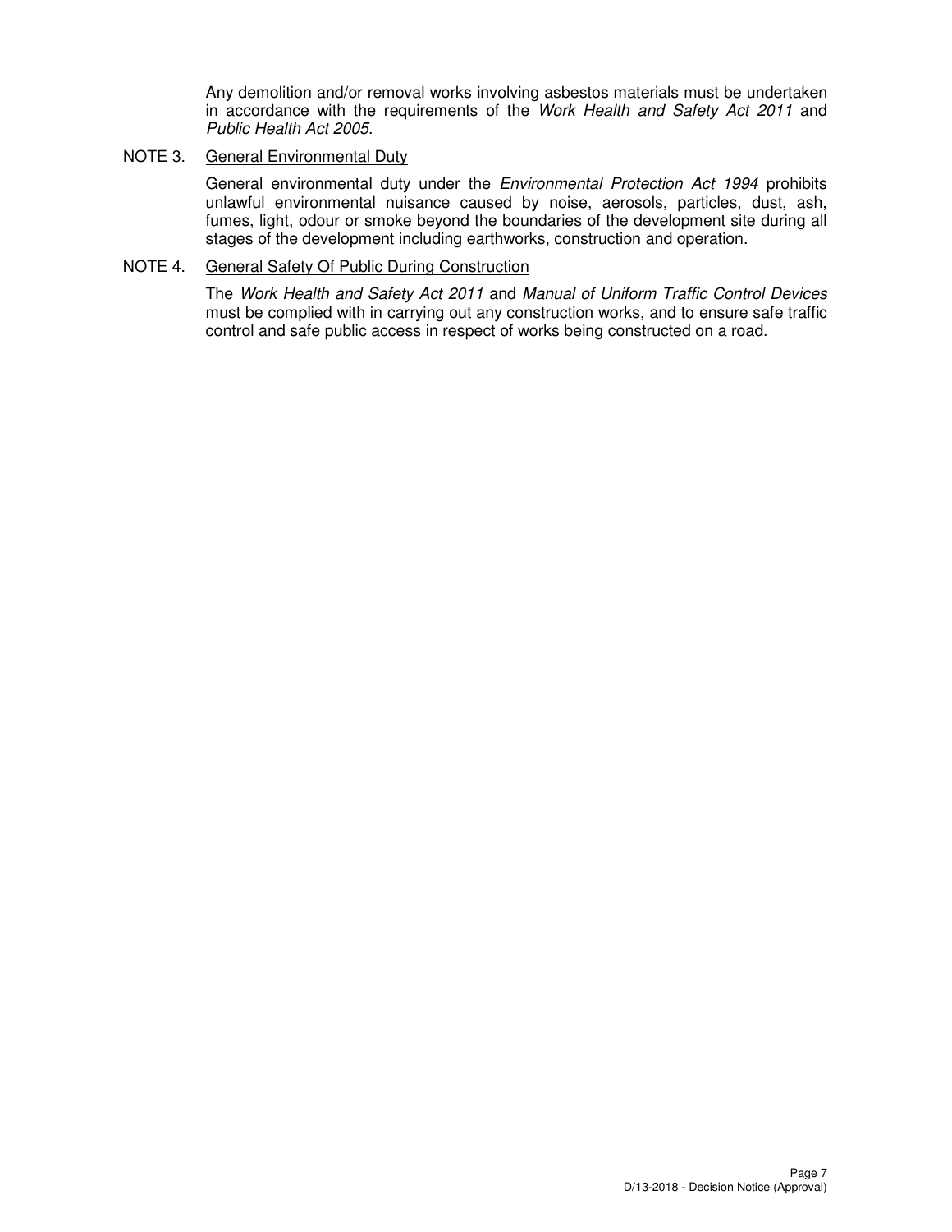Any demolition and/or removal works involving asbestos materials must be undertaken in accordance with the requirements of the *Work Health and Safety Act 2011* and *Public Health Act 2005*.

NOTE 3. General Environmental Duty

General environmental duty under the *Environmental Protection Act 1994* prohibits unlawful environmental nuisance caused by noise, aerosols, particles, dust, ash, fumes, light, odour or smoke beyond the boundaries of the development site during all stages of the development including earthworks, construction and operation.

NOTE 4. General Safety Of Public During Construction

The *Work Health and Safety Act 2011* and *Manual of Uniform Traffic Control Devices* must be complied with in carrying out any construction works, and to ensure safe traffic control and safe public access in respect of works being constructed on a road.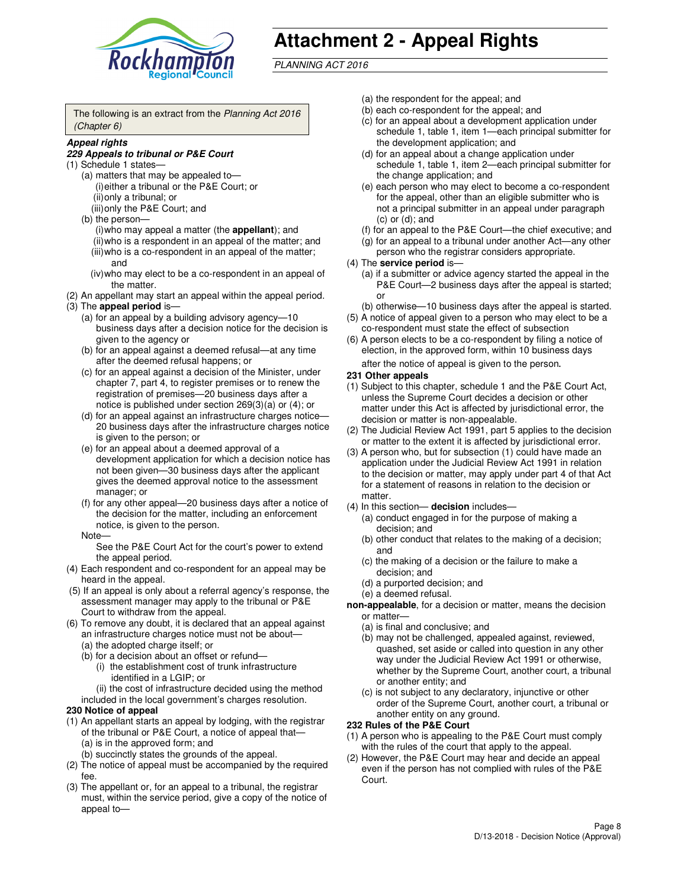# Attachment 2 - Appeal Rights

*PLANNING ACT 2016*

The following is an extract from the *Planning Act 2016 (Chapter 6)*

***Appeal rights***

***229 Appeals to tribunal or P&E Court***

(1) Schedule 1 states—
- (a) matters that may be appealed to—
  - (i) either a tribunal or the P&E Court; or
  - (ii) only a tribunal; or
  - (iii) only the P&E Court; and
- (b) the person—
  - (i) who may appeal a matter (the **appellant**); and
  - (ii) who is a respondent in an appeal of the matter; and
  - (iii) who is a co-respondent in an appeal of the matter; and
  - (iv) who may elect to be a co-respondent in an appeal of the matter.

(2) An appellant may start an appeal within the appeal period.

(3) The **appeal period** is—
- (a) for an appeal by a building advisory agency—10 business days after a decision notice for the decision is given to the agency or
- (b) for an appeal against a deemed refusal—at any time after the deemed refusal happens; or
- (c) for an appeal against a decision of the Minister, under chapter 7, part 4, to register premises or to renew the registration of premises—20 business days after a notice is published under section 269(3)(a) or (4); or
- (d) for an appeal against an infrastructure charges notice—20 business days after the infrastructure charges notice is given to the person; or
- (e) for an appeal about a deemed approval of a development application for which a decision notice has not been given—30 business days after the applicant gives the deemed approval notice to the assessment manager; or
- (f) for any other appeal—20 business days after a notice of the decision for the matter, including an enforcement notice, is given to the person.

Note—

See the P&E Court Act for the court's power to extend the appeal period.

(4) Each respondent and co-respondent for an appeal may be heard in the appeal.

(5) If an appeal is only about a referral agency's response, the assessment manager may apply to the tribunal or P&E Court to withdraw from the appeal.

(6) To remove any doubt, it is declared that an appeal against an infrastructure charges notice must not be about—
- (a) the adopted charge itself; or
- (b) for a decision about an offset or refund—
  - (i) the establishment cost of trunk infrastructure identified in a LGIP; or
  - (ii) the cost of infrastructure decided using the method included in the local government's charges resolution.

**230 Notice of appeal**

(1) An appellant starts an appeal by lodging, with the registrar of the tribunal or P&E Court, a notice of appeal that—
- (a) is in the approved form; and
- (b) succinctly states the grounds of the appeal.

(2) The notice of appeal must be accompanied by the required fee.

(3) The appellant or, for an appeal to a tribunal, the registrar must, within the service period, give a copy of the notice of appeal to—
- (a) the respondent for the appeal; and
- (b) each co-respondent for the appeal; and
- (c) for an appeal about a development application under schedule 1, table 1, item 1—each principal submitter for the development application; and
- (d) for an appeal about a change application under schedule 1, table 1, item 2—each principal submitter for the change application; and
- (e) each person who may elect to become a co-respondent for the appeal, other than an eligible submitter who is not a principal submitter in an appeal under paragraph (c) or (d); and
- (f) for an appeal to the P&E Court—the chief executive; and
- (g) for an appeal to a tribunal under another Act—any other person who the registrar considers appropriate.

(4) The **service period** is—
- (a) if a submitter or advice agency started the appeal in the P&E Court—2 business days after the appeal is started; or
- (b) otherwise—10 business days after the appeal is started.

(5) A notice of appeal given to a person who may elect to be a co-respondent must state the effect of subsection

(6) A person elects to be a co-respondent by filing a notice of election, in the approved form, within 10 business days after the notice of appeal is given to the person.

**231 Other appeals**

(1) Subject to this chapter, schedule 1 and the P&E Court Act, unless the Supreme Court decides a decision or other matter under this Act is affected by jurisdictional error, the decision or matter is non-appealable.

(2) The Judicial Review Act 1991, part 5 applies to the decision or matter to the extent it is affected by jurisdictional error.

(3) A person who, but for subsection (1) could have made an application under the Judicial Review Act 1991 in relation to the decision or matter, may apply under part 4 of that Act for a statement of reasons in relation to the decision or matter.

(4) In this section— **decision** includes—
- (a) conduct engaged in for the purpose of making a decision; and
- (b) other conduct that relates to the making of a decision; and
- (c) the making of a decision or the failure to make a decision; and
- (d) a purported decision; and
- (e) a deemed refusal.

**non-appealable**, for a decision or matter, means the decision or matter—
- (a) is final and conclusive; and
- (b) may not be challenged, appealed against, reviewed, quashed, set aside or called into question in any other way under the Judicial Review Act 1991 or otherwise, whether by the Supreme Court, another court, a tribunal or another entity; and
- (c) is not subject to any declaratory, injunctive or other order of the Supreme Court, another court, a tribunal or another entity on any ground.

**232 Rules of the P&E Court**

(1) A person who is appealing to the P&E Court must comply with the rules of the court that apply to the appeal.

(2) However, the P&E Court may hear and decide an appeal even if the person has not complied with rules of the P&E Court.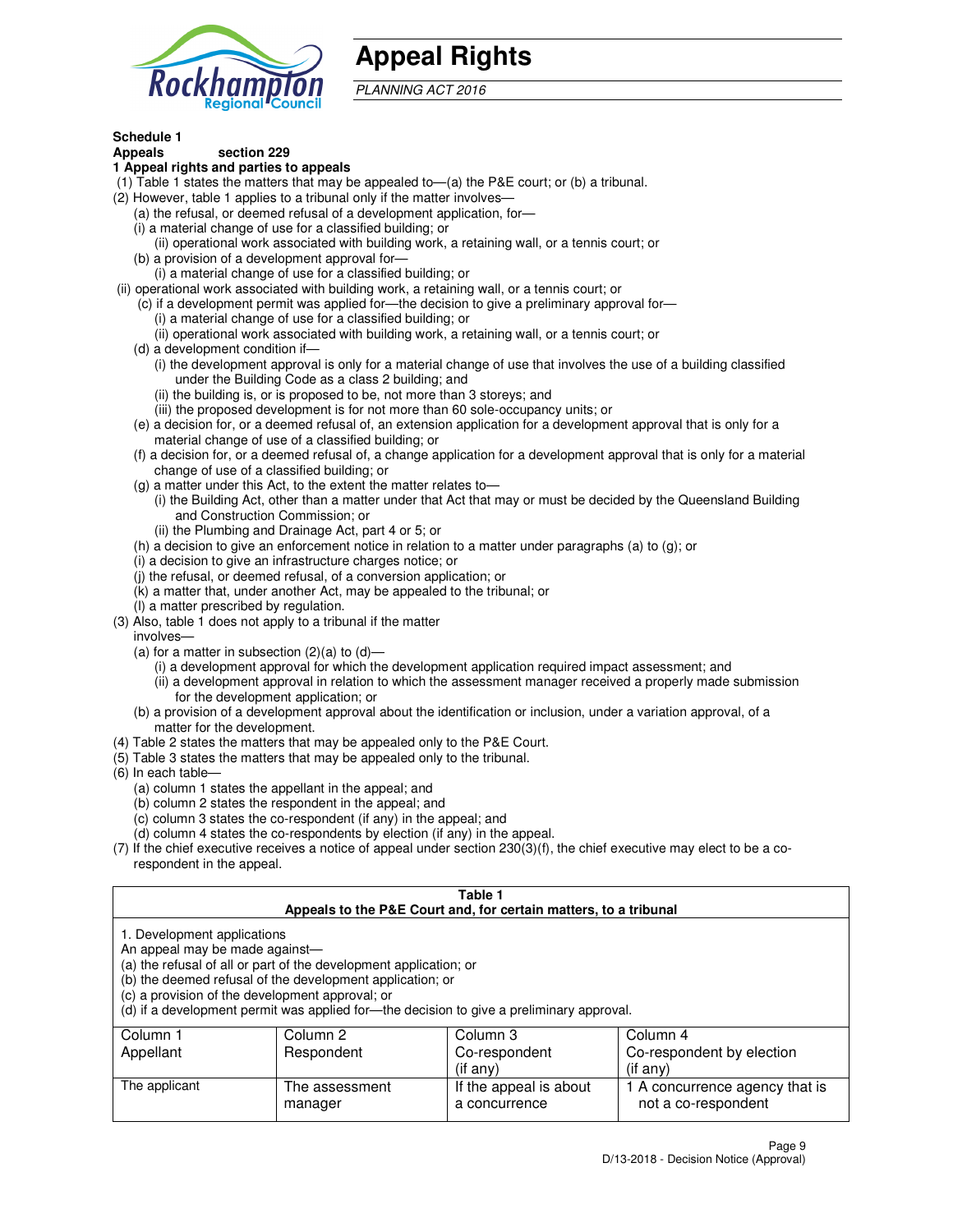# Appeal Rights

*PLANNING ACT 2016*

**Schedule 1**
**Appeals section 229**
**1 Appeal rights and parties to appeals**

(1) Table 1 states the matters that may be appealed to—(a) the P&E court; or (b) a tribunal.
(2) However, table 1 applies to a tribunal only if the matter involves—
(a) the refusal, or deemed refusal of a development application, for—
(i) a material change of use for a classified building; or
(ii) operational work associated with building work, a retaining wall, or a tennis court; or
(b) a provision of a development approval for—
(i) a material change of use for a classified building; or
(ii) operational work associated with building work, a retaining wall, or a tennis court; or
(c) if a development permit was applied for—the decision to give a preliminary approval for—
(i) a material change of use for a classified building; or
(ii) operational work associated with building work, a retaining wall, or a tennis court; or
(d) a development condition if—
(i) the development approval is only for a material change of use that involves the use of a building classified under the Building Code as a class 2 building; and
(ii) the building is, or is proposed to be, not more than 3 storeys; and
(iii) the proposed development is for not more than 60 sole-occupancy units; or
(e) a decision for, or a deemed refusal of, an extension application for a development approval that is only for a material change of use of a classified building; or
(f) a decision for, or a deemed refusal of, a change application for a development approval that is only for a material change of use of a classified building; or
(g) a matter under this Act, to the extent the matter relates to—
(i) the Building Act, other than a matter under that Act that may or must be decided by the Queensland Building and Construction Commission; or
(ii) the Plumbing and Drainage Act, part 4 or 5; or
(h) a decision to give an enforcement notice in relation to a matter under paragraphs (a) to (g); or
(i) a decision to give an infrastructure charges notice; or
(j) the refusal, or deemed refusal, of a conversion application; or
(k) a matter that, under another Act, may be appealed to the tribunal; or
(l) a matter prescribed by regulation.
(3) Also, table 1 does not apply to a tribunal if the matter involves—
(a) for a matter in subsection (2)(a) to (d)—
(i) a development approval for which the development application required impact assessment; and
(ii) a development approval in relation to which the assessment manager received a properly made submission for the development application; or
(b) a provision of a development approval about the identification or inclusion, under a variation approval, of a matter for the development.
(4) Table 2 states the matters that may be appealed only to the P&E Court.
(5) Table 3 states the matters that may be appealed only to the tribunal.
(6) In each table—
(a) column 1 states the appellant in the appeal; and
(b) column 2 states the respondent in the appeal; and
(c) column 3 states the co-respondent (if any) in the appeal; and
(d) column 4 states the co-respondents by election (if any) in the appeal.
(7) If the chief executive receives a notice of appeal under section 230(3)(f), the chief executive may elect to be a co-respondent in the appeal.

**Table 1**
**Appeals to the P&E Court and, for certain matters, to a tribunal**

1. Development applications
An appeal may be made against—
(a) the refusal of all or part of the development application; or
(b) the deemed refusal of the development application; or
(c) a provision of the development approval; or
(d) if a development permit was applied for—the decision to give a preliminary approval.

| Column 1 Appellant | Column 2 Respondent | Column 3 Co-respondent (if any) | Column 4 Co-respondent by election (if any) |
|---|---|---|---|
| The applicant | The assessment manager | If the appeal is about a concurrence | 1 A concurrence agency that is not a co-respondent |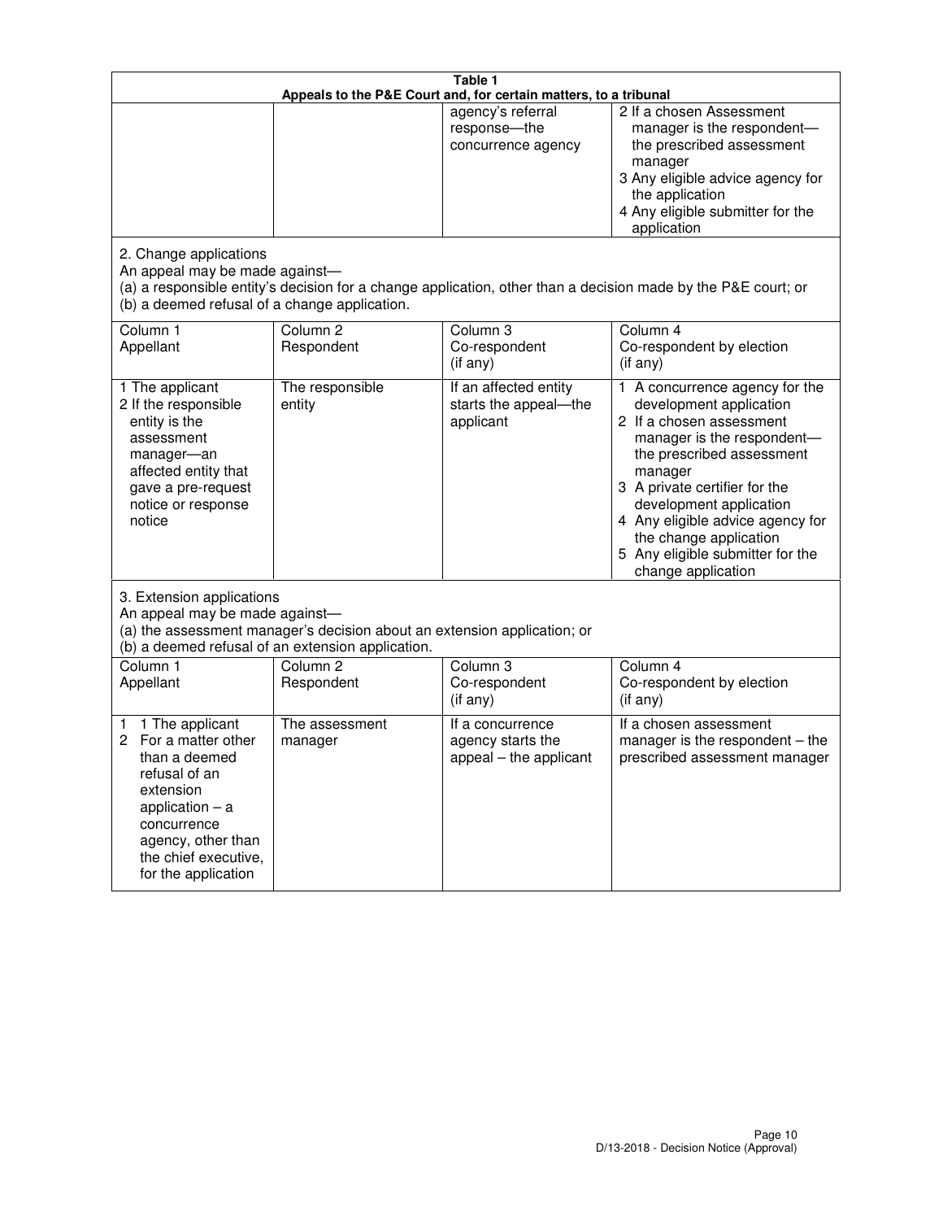| Table 1 | | | |
|---|---|---|---|
| **Appeals to the P&E Court and, for certain matters, to a tribunal** | | | |
| | | agency's referral response—the concurrence agency | 2 If a chosen Assessment manager is the respondent—the prescribed assessment manager<br>3 Any eligible advice agency for the application<br>4 Any eligible submitter for the application |
| 2. Change applications<br>An appeal may be made against—<br>(a) a responsible entity's decision for a change application, other than a decision made by the P&E court; or<br>(b) a deemed refusal of a change application. | | | |
| Column 1<br>Appellant | Column 2<br>Respondent | Column 3<br>Co-respondent<br>(if any) | Column 4<br>Co-respondent by election<br>(if any) |
| 1 The applicant<br>2 If the responsible entity is the assessment manager—an affected entity that gave a pre-request notice or response notice | The responsible entity | If an affected entity starts the appeal—the applicant | 1 A concurrence agency for the development application<br>2 If a chosen assessment manager is the respondent—the prescribed assessment manager<br>3 A private certifier for the development application<br>4 Any eligible advice agency for the change application<br>5 Any eligible submitter for the change application |
| 3. Extension applications<br>An appeal may be made against—<br>(a) the assessment manager's decision about an extension application; or<br>(b) a deemed refusal of an extension application. | | | |
| Column 1<br>Appellant | Column 2<br>Respondent | Column 3<br>Co-respondent<br>(if any) | Column 4<br>Co-respondent by election<br>(if any) |
| 1 1 The applicant<br>2 For a matter other than a deemed refusal of an extension application – a concurrence agency, other than the chief executive, for the application | The assessment manager | If a concurrence agency starts the appeal – the applicant | If a chosen assessment manager is the respondent – the prescribed assessment manager |

D/13-2018 - Decision Notice (Approval)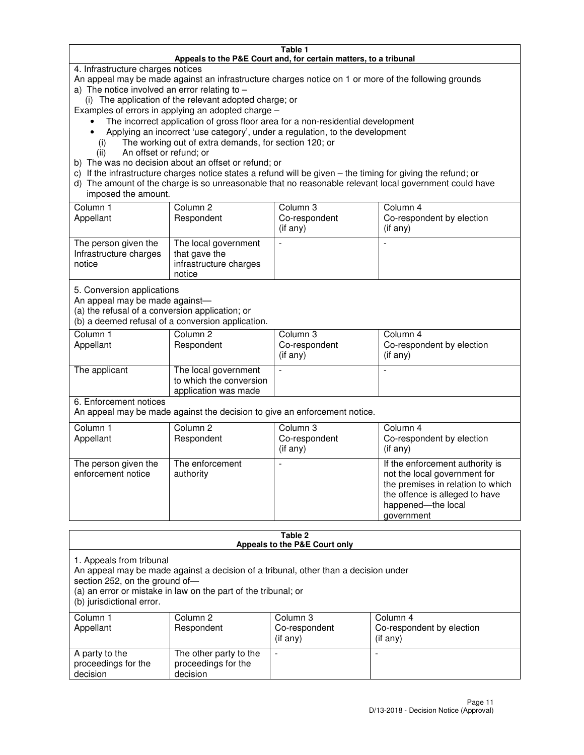**Table 1**
**Appeals to the P&E Court and, for certain matters, to a tribunal**

4. Infrastructure charges notices

An appeal may be made against an infrastructure charges notice on 1 or more of the following grounds

a) The notice involved an error relating to –
   (i) The application of the relevant adopted charge; or

Examples of errors in applying an adopted charge –

- The incorrect application of gross floor area for a non-residential development
- Applying an incorrect 'use category', under a regulation, to the development

   (i) The working out of extra demands, for section 120; or
   (ii) An offset or refund; or

b) The was no decision about an offset or refund; or

c) If the infrastructure charges notice states a refund will be given – the timing for giving the refund; or

d) The amount of the charge is so unreasonable that no reasonable relevant local government could have imposed the amount.

| Column 1 Appellant | Column 2 Respondent | Column 3 Co-respondent (if any) | Column 4 Co-respondent by election (if any) |
|---|---|---|---|
| The person given the Infrastructure charges notice | The local government that gave the infrastructure charges notice | - | - |

5. Conversion applications

An appeal may be made against—

(a) the refusal of a conversion application; or

(b) a deemed refusal of a conversion application.

| Column 1 Appellant | Column 2 Respondent | Column 3 Co-respondent (if any) | Column 4 Co-respondent by election (if any) |
|---|---|---|---|
| The applicant | The local government to which the conversion application was made | - | - |

6. Enforcement notices

An appeal may be made against the decision to give an enforcement notice.

| Column 1 Appellant | Column 2 Respondent | Column 3 Co-respondent (if any) | Column 4 Co-respondent by election (if any) |
|---|---|---|---|
| The person given the enforcement notice | The enforcement authority | - | If the enforcement authority is not the local government for the premises in relation to which the offence is alleged to have happened—the local government |

**Table 2**
**Appeals to the P&E Court only**

1. Appeals from tribunal

An appeal may be made against a decision of a tribunal, other than a decision under section 252, on the ground of—

(a) an error or mistake in law on the part of the tribunal; or

(b) jurisdictional error.

| Column 1 Appellant | Column 2 Respondent | Column 3 Co-respondent (if any) | Column 4 Co-respondent by election (if any) |
|---|---|---|---|
| A party to the proceedings for the decision | The other party to the proceedings for the decision | - | - |

D/13-2018 - Decision Notice (Approval)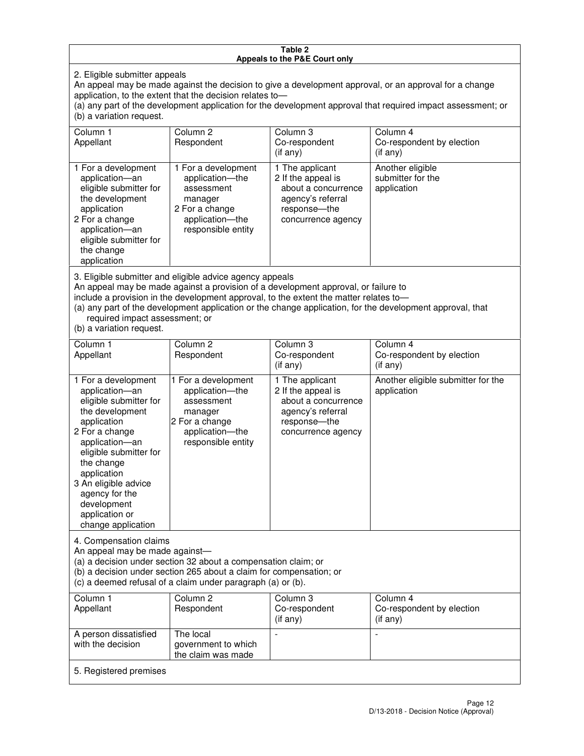**Table 2**
**Appeals to the P&E Court only**

2. Eligible submitter appeals

An appeal may be made against the decision to give a development approval, or an approval for a change application, to the extent that the decision relates to—

(a) any part of the development application for the development approval that required impact assessment; or

(b) a variation request.

| Column 1<br>Appellant | Column 2<br>Respondent | Column 3<br>Co-respondent<br>(if any) | Column 4<br>Co-respondent by election<br>(if any) |
|---|---|---|---|
| 1 For a development application—an eligible submitter for the development application<br>2 For a change application—an eligible submitter for the change application | 1 For a development application—the assessment manager<br>2 For a change application—the responsible entity | 1 The applicant<br>2 If the appeal is about a concurrence agency's referral response—the concurrence agency | Another eligible submitter for the application |

3. Eligible submitter and eligible advice agency appeals

An appeal may be made against a provision of a development approval, or failure to include a provision in the development approval, to the extent the matter relates to—

(a) any part of the development application or the change application, for the development approval, that required impact assessment; or

(b) a variation request.

| Column 1<br>Appellant | Column 2<br>Respondent | Column 3<br>Co-respondent<br>(if any) | Column 4<br>Co-respondent by election<br>(if any) |
|---|---|---|---|
| 1 For a development application—an eligible submitter for the development application<br>2 For a change application—an eligible submitter for the change application<br>3 An eligible advice agency for the development application or change application | 1 For a development application—the assessment manager<br>2 For a change application—the responsible entity | 1 The applicant<br>2 If the appeal is about a concurrence agency's referral response—the concurrence agency | Another eligible submitter for the application |

4. Compensation claims

An appeal may be made against—

(a) a decision under section 32 about a compensation claim; or

(b) a decision under section 265 about a claim for compensation; or

(c) a deemed refusal of a claim under paragraph (a) or (b).

| Column 1<br>Appellant | Column 2<br>Respondent | Column 3<br>Co-respondent<br>(if any) | Column 4<br>Co-respondent by election<br>(if any) |
|---|---|---|---|
| A person dissatisfied with the decision | The local government to which the claim was made | - | - |

5. Registered premises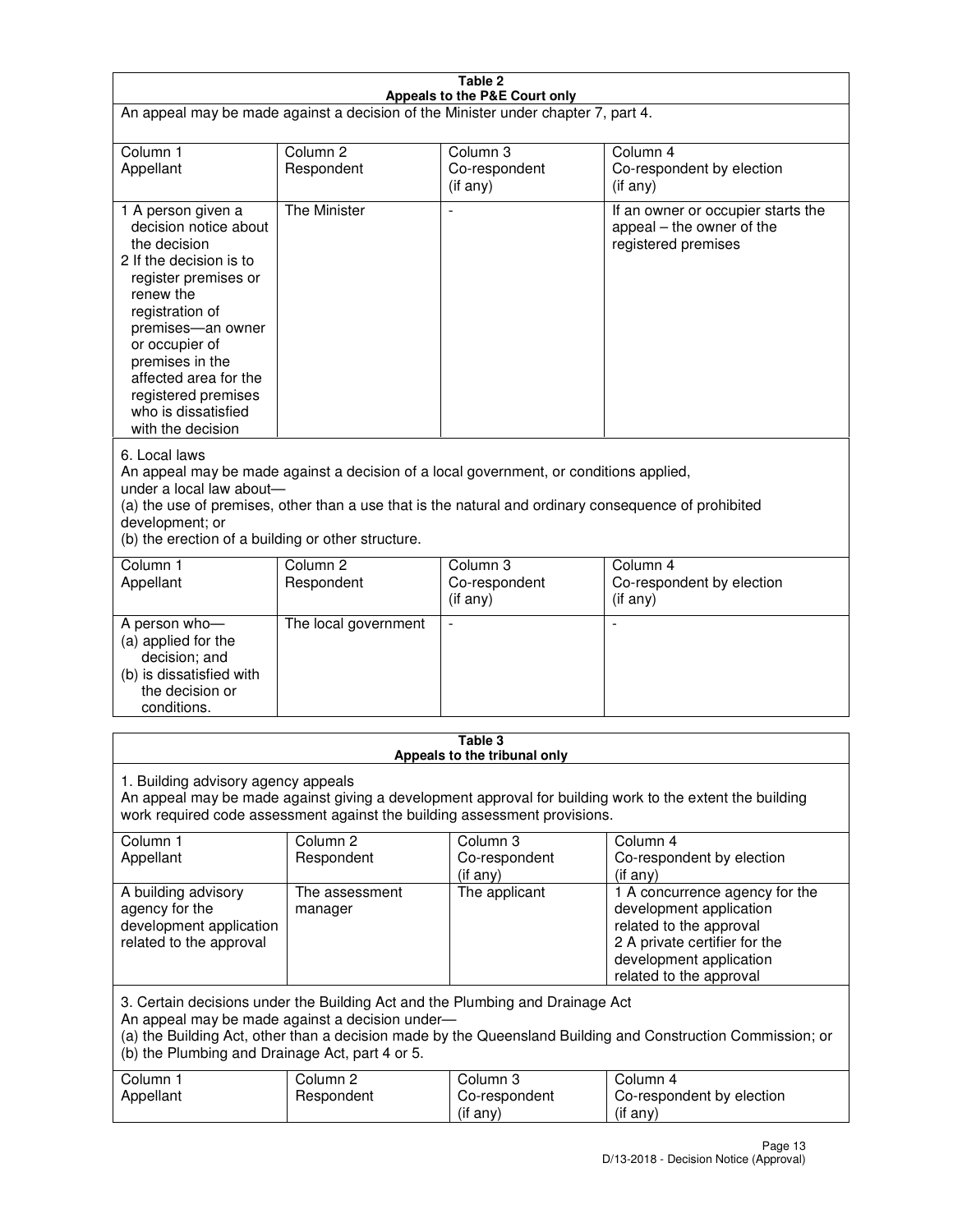**Table 2**
**Appeals to the P&E Court only**

An appeal may be made against a decision of the Minister under chapter 7, part 4.

| Column 1<br>Appellant | Column 2<br>Respondent | Column 3<br>Co-respondent<br>(if any) | Column 4<br>Co-respondent by election<br>(if any) |
|---|---|---|---|
| 1 A person given a decision notice about the decision<br>2 If the decision is to register premises or renew the registration of premises—an owner or occupier of premises in the affected area for the registered premises who is dissatisfied with the decision | The Minister | - | If an owner or occupier starts the appeal – the owner of the registered premises |

6. Local laws

An appeal may be made against a decision of a local government, or conditions applied, under a local law about—

(a) the use of premises, other than a use that is the natural and ordinary consequence of prohibited development; or

(b) the erection of a building or other structure.

| Column 1<br>Appellant | Column 2<br>Respondent | Column 3<br>Co-respondent<br>(if any) | Column 4<br>Co-respondent by election<br>(if any) |
|---|---|---|---|
| A person who—<br>(a) applied for the decision; and<br>(b) is dissatisfied with the decision or conditions. | The local government | - | - |

**Table 3**
**Appeals to the tribunal only**

1. Building advisory agency appeals

An appeal may be made against giving a development approval for building work to the extent the building work required code assessment against the building assessment provisions.

| Column 1<br>Appellant | Column 2<br>Respondent | Column 3<br>Co-respondent<br>(if any) | Column 4<br>Co-respondent by election<br>(if any) |
|---|---|---|---|
| A building advisory agency for the development application related to the approval | The assessment manager | The applicant | 1 A concurrence agency for the development application related to the approval<br>2 A private certifier for the development application related to the approval |

3. Certain decisions under the Building Act and the Plumbing and Drainage Act

An appeal may be made against a decision under—

(a) the Building Act, other than a decision made by the Queensland Building and Construction Commission; or

(b) the Plumbing and Drainage Act, part 4 or 5.

| Column 1<br>Appellant | Column 2<br>Respondent | Column 3<br>Co-respondent<br>(if any) | Column 4<br>Co-respondent by election<br>(if any) |
|---|---|---|---|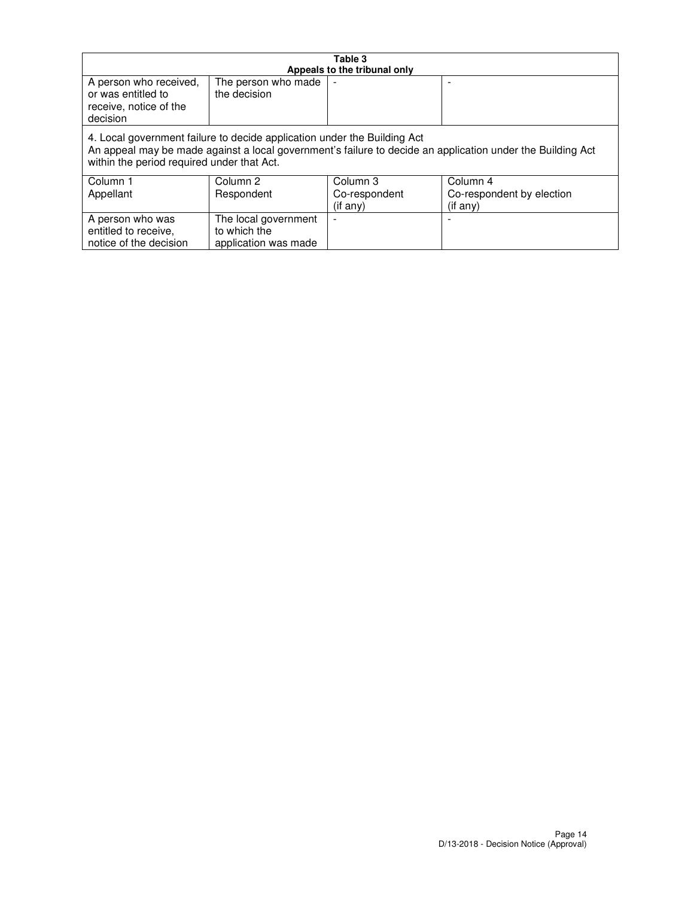**Table 3**
**Appeals to the tribunal only**

| | | | |
|---|---|---|---|
| A person who received, or was entitled to receive, notice of the decision | The person who made the decision | - | - |

4. Local government failure to decide application under the Building Act
An appeal may be made against a local government's failure to decide an application under the Building Act within the period required under that Act.

| Column 1 Appellant | Column 2 Respondent | Column 3 Co-respondent (if any) | Column 4 Co-respondent by election (if any) |
|---|---|---|---|
| A person who was entitled to receive, notice of the decision | The local government to which the application was made | - | - |